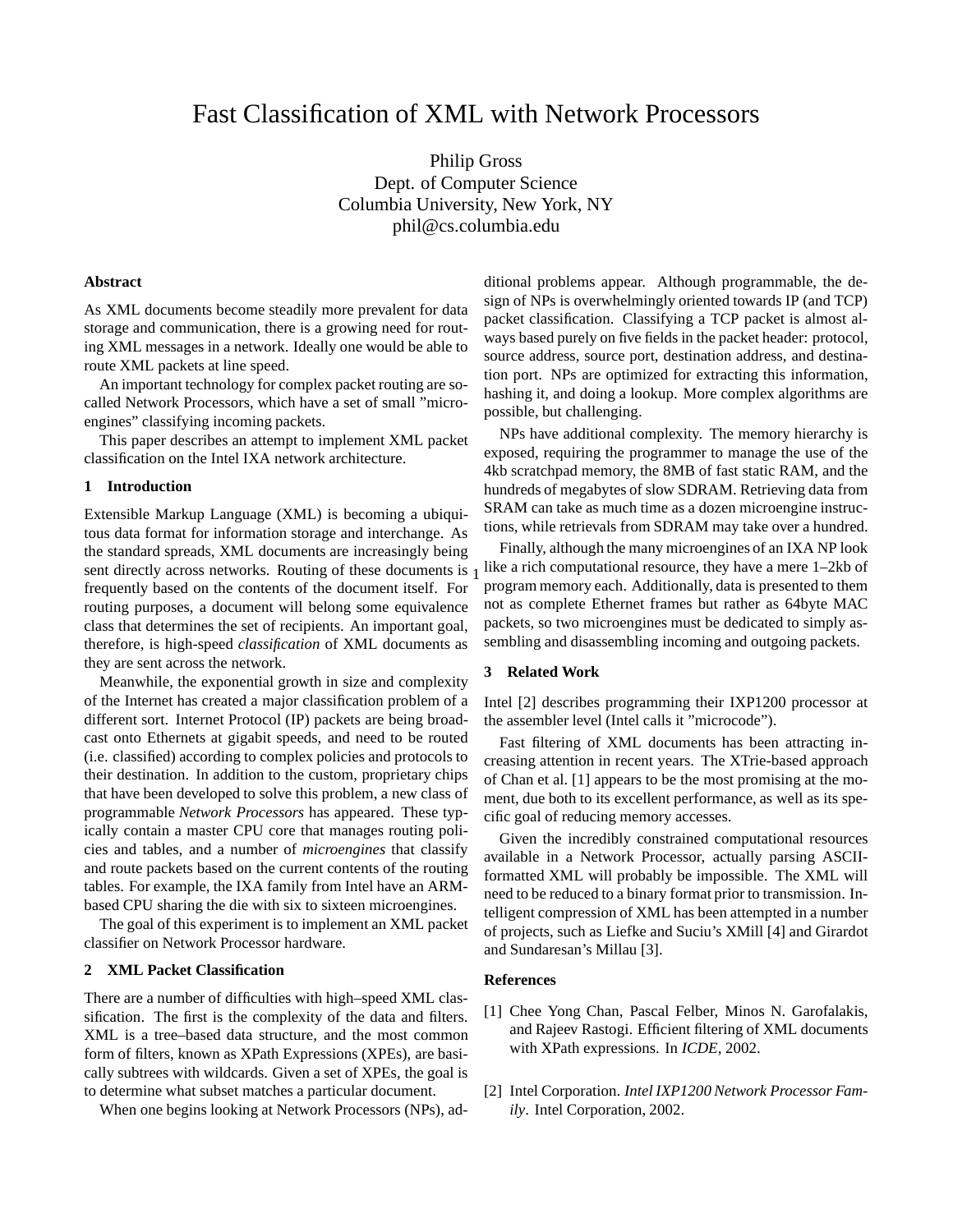# Fast Classification of XML with Network Processors

Philip Gross
Dept. of Computer Science
Columbia University, New York, NY
phil@cs.columbia.edu

### Abstract

As XML documents become steadily more prevalent for data storage and communication, there is a growing need for routing XML messages in a network. Ideally one would be able to route XML packets at line speed.

An important technology for complex packet routing are so-called Network Processors, which have a set of small "microengines" classifying incoming packets.

This paper describes an attempt to implement XML packet classification on the Intel IXA network architecture.

## 1 Introduction

Extensible Markup Language (XML) is becoming a ubiquitous data format for information storage and interchange. As the standard spreads, XML documents are increasingly being sent directly across networks. Routing of these documents is frequently based on the contents of the document itself. For routing purposes, a document will belong some equivalence class that determines the set of recipients. An important goal, therefore, is high-speed *classification* of XML documents as they are sent across the network.

Meanwhile, the exponential growth in size and complexity of the Internet has created a major classification problem of a different sort. Internet Protocol (IP) packets are being broadcast onto Ethernets at gigabit speeds, and need to be routed (i.e. classified) according to complex policies and protocols to their destination. In addition to the custom, proprietary chips that have been developed to solve this problem, a new class of programmable *Network Processors* has appeared. These typically contain a master CPU core that manages routing policies and tables, and a number of *microengines* that classify and route packets based on the current contents of the routing tables. For example, the IXA family from Intel have an ARM-based CPU sharing the die with six to sixteen microengines.

The goal of this experiment is to implement an XML packet classifier on Network Processor hardware.

## 2 XML Packet Classification

There are a number of difficulties with high–speed XML classification. The first is the complexity of the data and filters. XML is a tree–based data structure, and the most common form of filters, known as XPath Expressions (XPEs), are basically subtrees with wildcards. Given a set of XPEs, the goal is to determine what subset matches a particular document.

When one begins looking at Network Processors (NPs), additional problems appear. Although programmable, the design of NPs is overwhelmingly oriented towards IP (and TCP) packet classification. Classifying a TCP packet is almost always based purely on five fields in the packet header: protocol, source address, source port, destination address, and destination port. NPs are optimized for extracting this information, hashing it, and doing a lookup. More complex algorithms are possible, but challenging.

NPs have additional complexity. The memory hierarchy is exposed, requiring the programmer to manage the use of the 4kb scratchpad memory, the 8MB of fast static RAM, and the hundreds of megabytes of slow SDRAM. Retrieving data from SRAM can take as much time as a dozen microengine instructions, while retrievals from SDRAM may take over a hundred.

Finally, although the many microengines of an IXA NP look like a rich computational resource, they have a mere 1–2kb of program memory each. Additionally, data is presented to them not as complete Ethernet frames but rather as 64byte MAC packets, so two microengines must be dedicated to simply assembling and disassembling incoming and outgoing packets.

## 3 Related Work

Intel [2] describes programming their IXP1200 processor at the assembler level (Intel calls it "microcode").

Fast filtering of XML documents has been attracting increasing attention in recent years. The XTrie-based approach of Chan et al. [1] appears to be the most promising at the moment, due both to its excellent performance, as well as its specific goal of reducing memory accesses.

Given the incredibly constrained computational resources available in a Network Processor, actually parsing ASCII-formatted XML will probably be impossible. The XML will need to be reduced to a binary format prior to transmission. Intelligent compression of XML has been attempted in a number of projects, such as Liefke and Suciu's XMill [4] and Girardot and Sundaresan's Millau [3].

### References

[1] Chee Yong Chan, Pascal Felber, Minos N. Garofalakis, and Rajeev Rastogi. Efficient filtering of XML documents with XPath expressions. In *ICDE*, 2002.

[2] Intel Corporation. *Intel IXP1200 Network Processor Family*. Intel Corporation, 2002.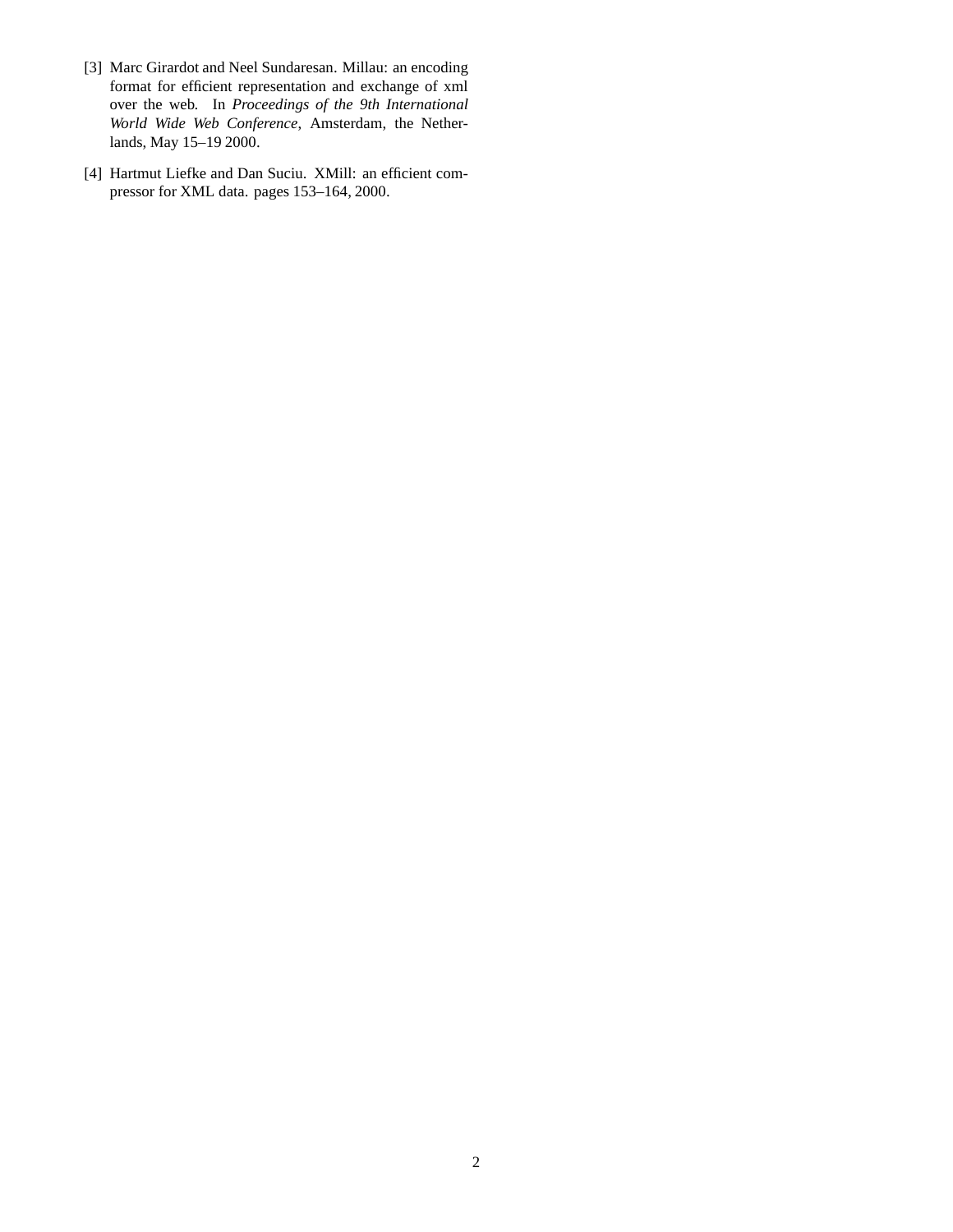[3] Marc Girardot and Neel Sundaresan. Millau: an encoding format for efficient representation and exchange of xml over the web. In *Proceedings of the 9th International World Wide Web Conference*, Amsterdam, the Netherlands, May 15–19 2000.

[4] Hartmut Liefke and Dan Suciu. XMill: an efficient compressor for XML data. pages 153–164, 2000.